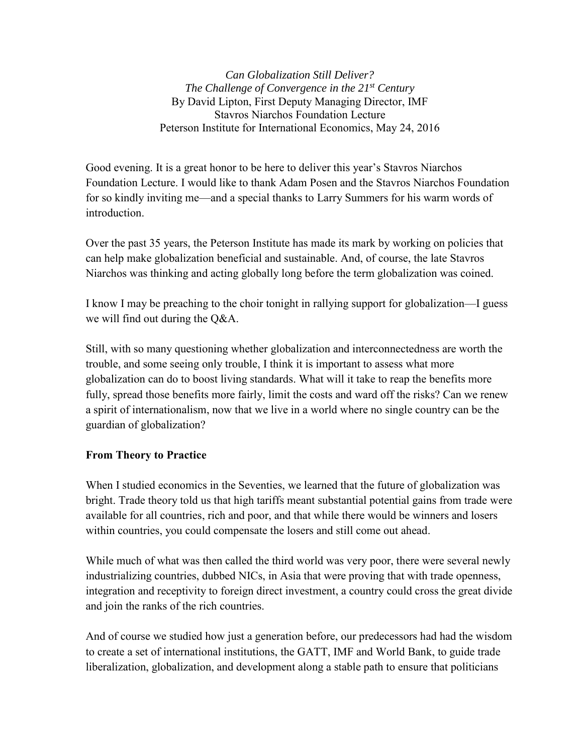*Can Globalization Still Deliver?*
*The Challenge of Convergence in the 21st Century*
By David Lipton, First Deputy Managing Director, IMF
Stavros Niarchos Foundation Lecture
Peterson Institute for International Economics, May 24, 2016

Good evening. It is a great honor to be here to deliver this year's Stavros Niarchos Foundation Lecture. I would like to thank Adam Posen and the Stavros Niarchos Foundation for so kindly inviting me—and a special thanks to Larry Summers for his warm words of introduction.

Over the past 35 years, the Peterson Institute has made its mark by working on policies that can help make globalization beneficial and sustainable. And, of course, the late Stavros Niarchos was thinking and acting globally long before the term globalization was coined.

I know I may be preaching to the choir tonight in rallying support for globalization—I guess we will find out during the Q&A.

Still, with so many questioning whether globalization and interconnectedness are worth the trouble, and some seeing only trouble, I think it is important to assess what more globalization can do to boost living standards. What will it take to reap the benefits more fully, spread those benefits more fairly, limit the costs and ward off the risks? Can we renew a spirit of internationalism, now that we live in a world where no single country can be the guardian of globalization?

**From Theory to Practice**

When I studied economics in the Seventies, we learned that the future of globalization was bright. Trade theory told us that high tariffs meant substantial potential gains from trade were available for all countries, rich and poor, and that while there would be winners and losers within countries, you could compensate the losers and still come out ahead.

While much of what was then called the third world was very poor, there were several newly industrializing countries, dubbed NICs, in Asia that were proving that with trade openness, integration and receptivity to foreign direct investment, a country could cross the great divide and join the ranks of the rich countries.

And of course we studied how just a generation before, our predecessors had had the wisdom to create a set of international institutions, the GATT, IMF and World Bank, to guide trade liberalization, globalization, and development along a stable path to ensure that politicians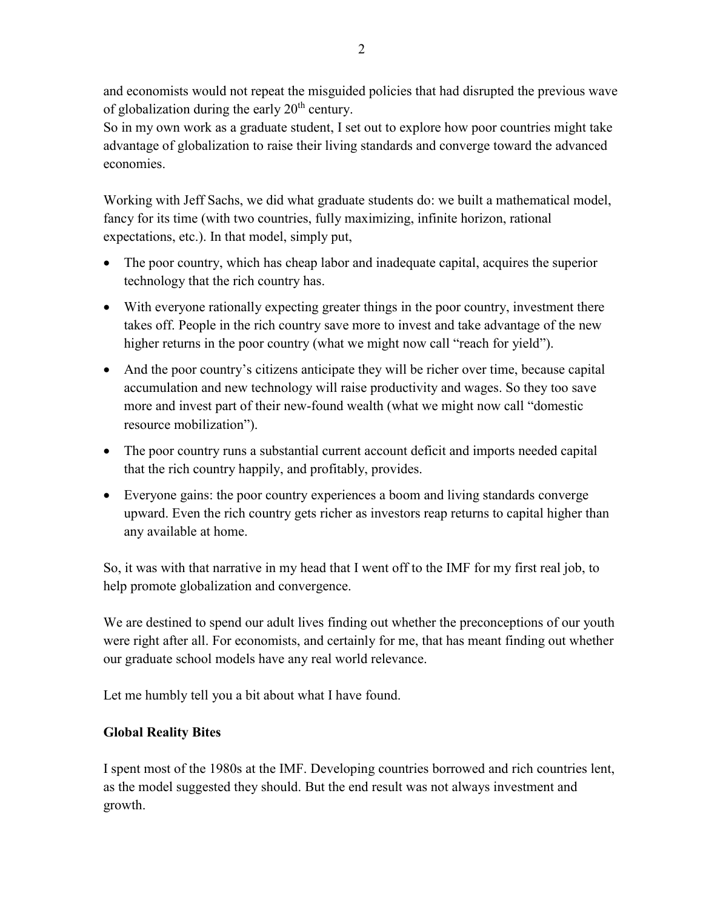and economists would not repeat the misguided policies that had disrupted the previous wave of globalization during the early 20th century.

So in my own work as a graduate student, I set out to explore how poor countries might take advantage of globalization to raise their living standards and converge toward the advanced economies.

Working with Jeff Sachs, we did what graduate students do: we built a mathematical model, fancy for its time (with two countries, fully maximizing, infinite horizon, rational expectations, etc.). In that model, simply put,

- The poor country, which has cheap labor and inadequate capital, acquires the superior technology that the rich country has.
- With everyone rationally expecting greater things in the poor country, investment there takes off. People in the rich country save more to invest and take advantage of the new higher returns in the poor country (what we might now call "reach for yield").
- And the poor country's citizens anticipate they will be richer over time, because capital accumulation and new technology will raise productivity and wages. So they too save more and invest part of their new-found wealth (what we might now call "domestic resource mobilization").
- The poor country runs a substantial current account deficit and imports needed capital that the rich country happily, and profitably, provides.
- Everyone gains: the poor country experiences a boom and living standards converge upward. Even the rich country gets richer as investors reap returns to capital higher than any available at home.

So, it was with that narrative in my head that I went off to the IMF for my first real job, to help promote globalization and convergence.

We are destined to spend our adult lives finding out whether the preconceptions of our youth were right after all. For economists, and certainly for me, that has meant finding out whether our graduate school models have any real world relevance.

Let me humbly tell you a bit about what I have found.

**Global Reality Bites**

I spent most of the 1980s at the IMF. Developing countries borrowed and rich countries lent, as the model suggested they should. But the end result was not always investment and growth.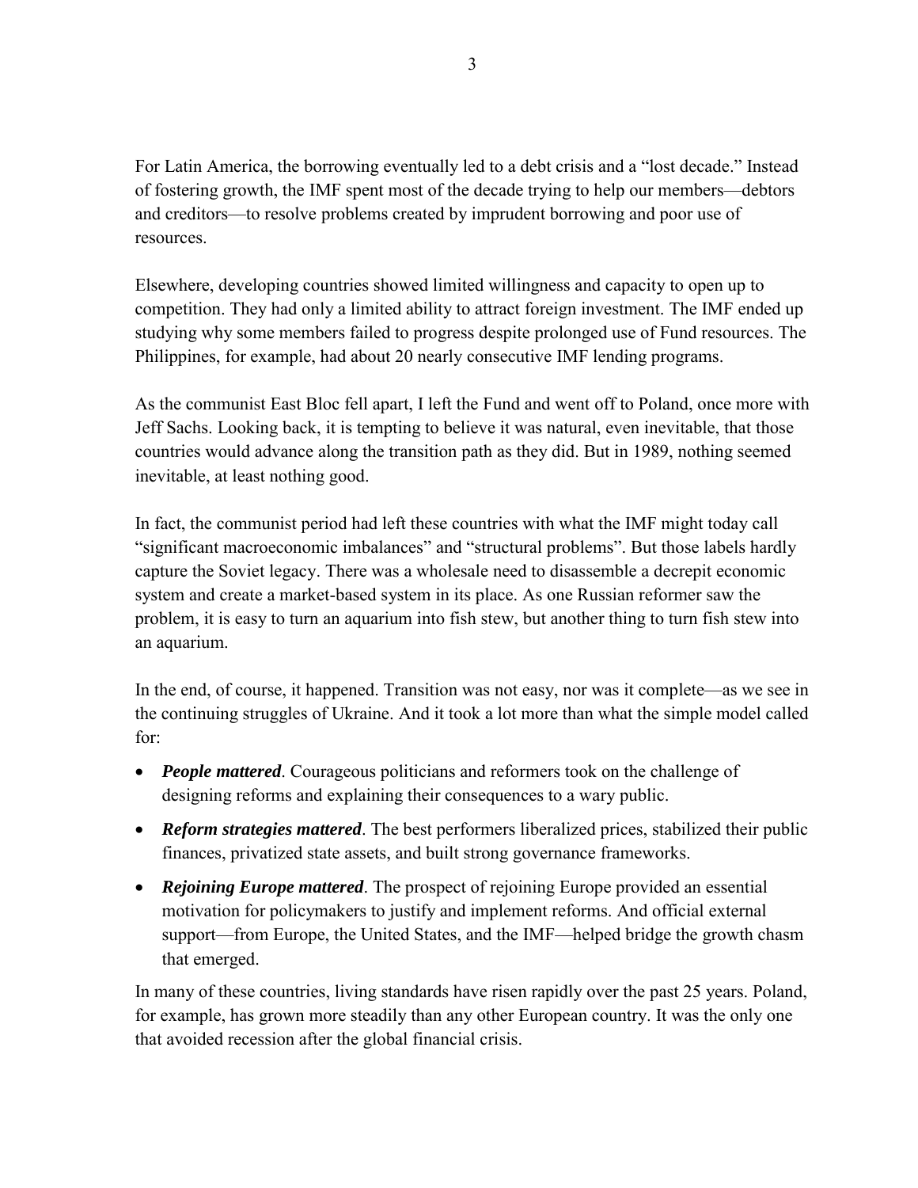For Latin America, the borrowing eventually led to a debt crisis and a "lost decade." Instead of fostering growth, the IMF spent most of the decade trying to help our members—debtors and creditors—to resolve problems created by imprudent borrowing and poor use of resources.

Elsewhere, developing countries showed limited willingness and capacity to open up to competition. They had only a limited ability to attract foreign investment. The IMF ended up studying why some members failed to progress despite prolonged use of Fund resources. The Philippines, for example, had about 20 nearly consecutive IMF lending programs.

As the communist East Bloc fell apart, I left the Fund and went off to Poland, once more with Jeff Sachs. Looking back, it is tempting to believe it was natural, even inevitable, that those countries would advance along the transition path as they did. But in 1989, nothing seemed inevitable, at least nothing good.

In fact, the communist period had left these countries with what the IMF might today call "significant macroeconomic imbalances" and "structural problems". But those labels hardly capture the Soviet legacy. There was a wholesale need to disassemble a decrepit economic system and create a market-based system in its place. As one Russian reformer saw the problem, it is easy to turn an aquarium into fish stew, but another thing to turn fish stew into an aquarium.

In the end, of course, it happened. Transition was not easy, nor was it complete—as we see in the continuing struggles of Ukraine. And it took a lot more than what the simple model called for:

- ***People mattered***. Courageous politicians and reformers took on the challenge of designing reforms and explaining their consequences to a wary public.
- ***Reform strategies mattered***. The best performers liberalized prices, stabilized their public finances, privatized state assets, and built strong governance frameworks.
- ***Rejoining Europe mattered***. The prospect of rejoining Europe provided an essential motivation for policymakers to justify and implement reforms. And official external support—from Europe, the United States, and the IMF—helped bridge the growth chasm that emerged.

In many of these countries, living standards have risen rapidly over the past 25 years. Poland, for example, has grown more steadily than any other European country. It was the only one that avoided recession after the global financial crisis.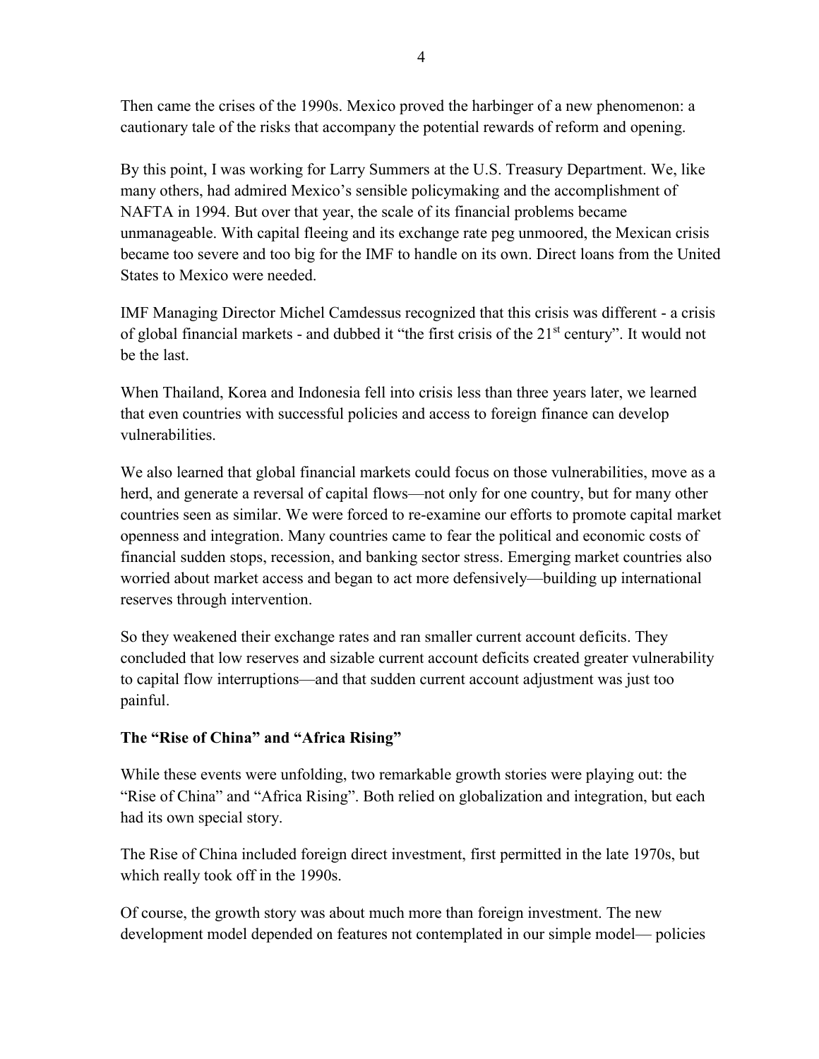Then came the crises of the 1990s. Mexico proved the harbinger of a new phenomenon: a cautionary tale of the risks that accompany the potential rewards of reform and opening.

By this point, I was working for Larry Summers at the U.S. Treasury Department. We, like many others, had admired Mexico's sensible policymaking and the accomplishment of NAFTA in 1994. But over that year, the scale of its financial problems became unmanageable. With capital fleeing and its exchange rate peg unmoored, the Mexican crisis became too severe and too big for the IMF to handle on its own. Direct loans from the United States to Mexico were needed.

IMF Managing Director Michel Camdessus recognized that this crisis was different - a crisis of global financial markets - and dubbed it "the first crisis of the 21st century". It would not be the last.

When Thailand, Korea and Indonesia fell into crisis less than three years later, we learned that even countries with successful policies and access to foreign finance can develop vulnerabilities.

We also learned that global financial markets could focus on those vulnerabilities, move as a herd, and generate a reversal of capital flows—not only for one country, but for many other countries seen as similar. We were forced to re-examine our efforts to promote capital market openness and integration. Many countries came to fear the political and economic costs of financial sudden stops, recession, and banking sector stress. Emerging market countries also worried about market access and began to act more defensively—building up international reserves through intervention.

So they weakened their exchange rates and ran smaller current account deficits. They concluded that low reserves and sizable current account deficits created greater vulnerability to capital flow interruptions—and that sudden current account adjustment was just too painful.

**The "Rise of China" and "Africa Rising"**

While these events were unfolding, two remarkable growth stories were playing out: the "Rise of China" and "Africa Rising". Both relied on globalization and integration, but each had its own special story.

The Rise of China included foreign direct investment, first permitted in the late 1970s, but which really took off in the 1990s.

Of course, the growth story was about much more than foreign investment. The new development model depended on features not contemplated in our simple model— policies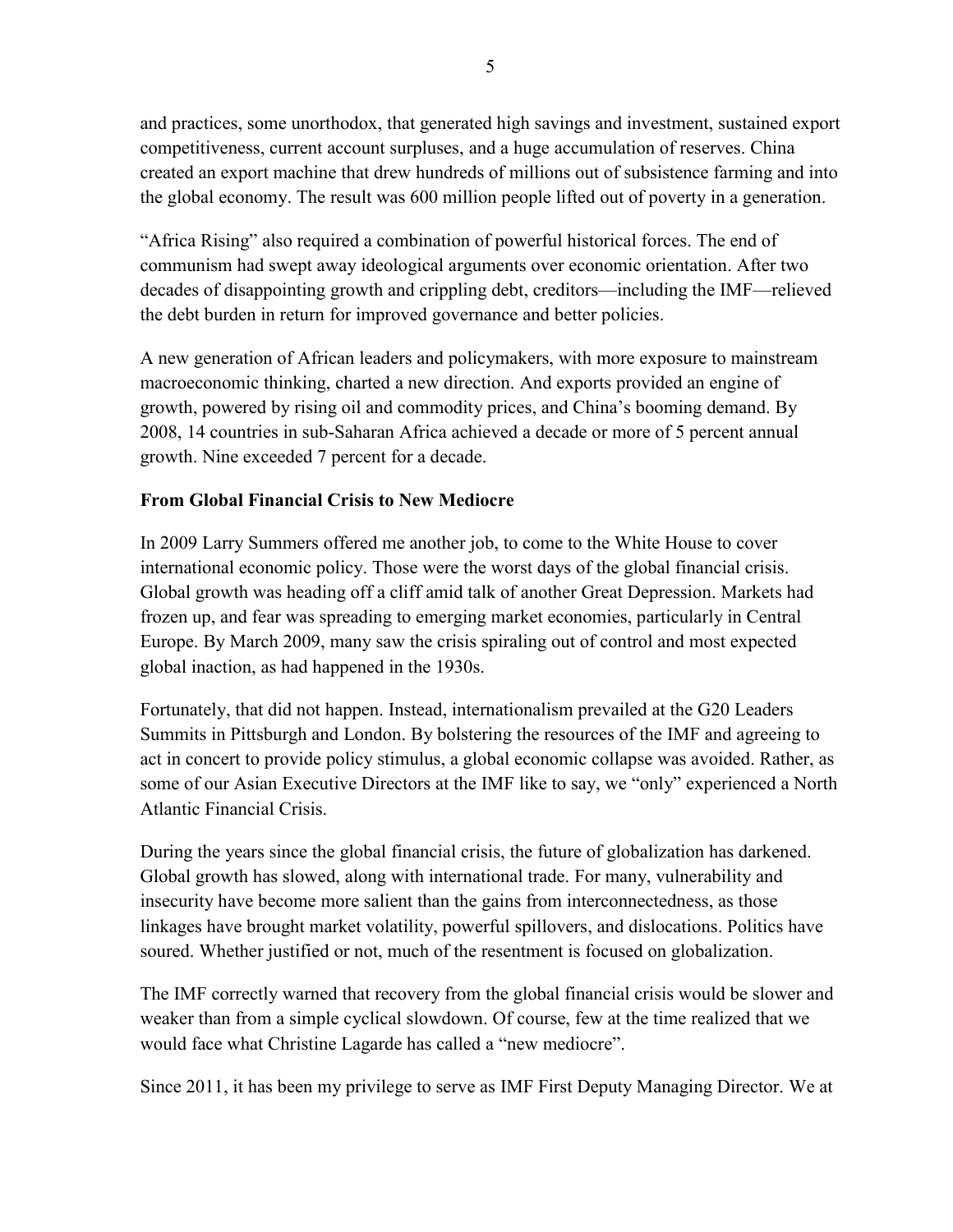and practices, some unorthodox, that generated high savings and investment, sustained export competitiveness, current account surpluses, and a huge accumulation of reserves. China created an export machine that drew hundreds of millions out of subsistence farming and into the global economy. The result was 600 million people lifted out of poverty in a generation.

"Africa Rising" also required a combination of powerful historical forces. The end of communism had swept away ideological arguments over economic orientation. After two decades of disappointing growth and crippling debt, creditors—including the IMF—relieved the debt burden in return for improved governance and better policies.

A new generation of African leaders and policymakers, with more exposure to mainstream macroeconomic thinking, charted a new direction. And exports provided an engine of growth, powered by rising oil and commodity prices, and China's booming demand. By 2008, 14 countries in sub-Saharan Africa achieved a decade or more of 5 percent annual growth. Nine exceeded 7 percent for a decade.

**From Global Financial Crisis to New Mediocre**

In 2009 Larry Summers offered me another job, to come to the White House to cover international economic policy. Those were the worst days of the global financial crisis. Global growth was heading off a cliff amid talk of another Great Depression. Markets had frozen up, and fear was spreading to emerging market economies, particularly in Central Europe. By March 2009, many saw the crisis spiraling out of control and most expected global inaction, as had happened in the 1930s.

Fortunately, that did not happen. Instead, internationalism prevailed at the G20 Leaders Summits in Pittsburgh and London. By bolstering the resources of the IMF and agreeing to act in concert to provide policy stimulus, a global economic collapse was avoided. Rather, as some of our Asian Executive Directors at the IMF like to say, we "only" experienced a North Atlantic Financial Crisis.

During the years since the global financial crisis, the future of globalization has darkened. Global growth has slowed, along with international trade. For many, vulnerability and insecurity have become more salient than the gains from interconnectedness, as those linkages have brought market volatility, powerful spillovers, and dislocations. Politics have soured. Whether justified or not, much of the resentment is focused on globalization.

The IMF correctly warned that recovery from the global financial crisis would be slower and weaker than from a simple cyclical slowdown. Of course, few at the time realized that we would face what Christine Lagarde has called a "new mediocre".

Since 2011, it has been my privilege to serve as IMF First Deputy Managing Director. We at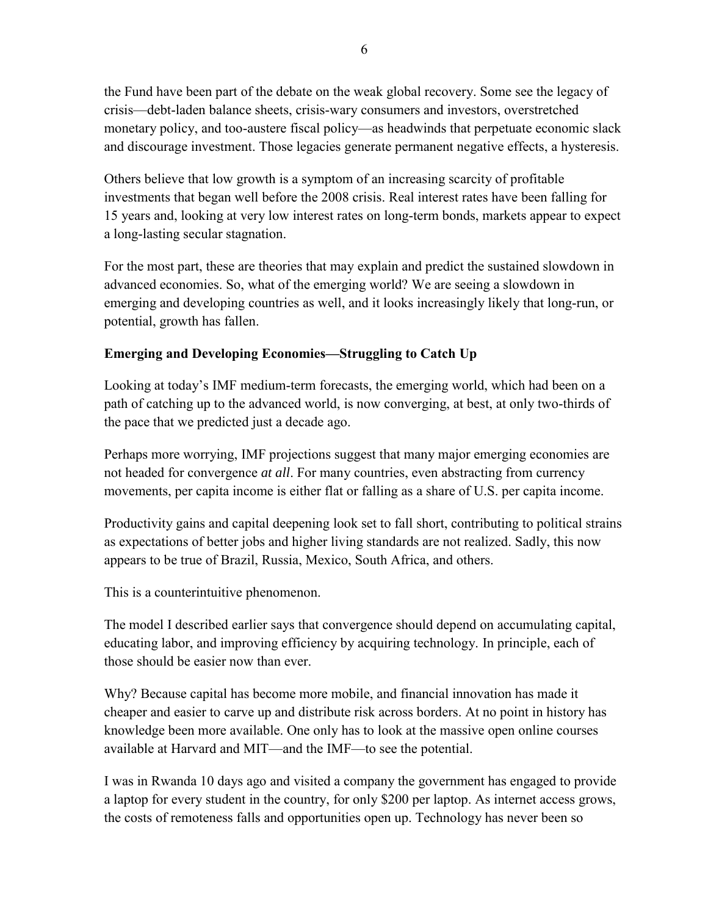the Fund have been part of the debate on the weak global recovery. Some see the legacy of crisis—debt-laden balance sheets, crisis-wary consumers and investors, overstretched monetary policy, and too-austere fiscal policy—as headwinds that perpetuate economic slack and discourage investment. Those legacies generate permanent negative effects, a hysteresis.

Others believe that low growth is a symptom of an increasing scarcity of profitable investments that began well before the 2008 crisis. Real interest rates have been falling for 15 years and, looking at very low interest rates on long-term bonds, markets appear to expect a long-lasting secular stagnation.

For the most part, these are theories that may explain and predict the sustained slowdown in advanced economies. So, what of the emerging world? We are seeing a slowdown in emerging and developing countries as well, and it looks increasingly likely that long-run, or potential, growth has fallen.

**Emerging and Developing Economies—Struggling to Catch Up**

Looking at today's IMF medium-term forecasts, the emerging world, which had been on a path of catching up to the advanced world, is now converging, at best, at only two-thirds of the pace that we predicted just a decade ago.

Perhaps more worrying, IMF projections suggest that many major emerging economies are not headed for convergence *at all*. For many countries, even abstracting from currency movements, per capita income is either flat or falling as a share of U.S. per capita income.

Productivity gains and capital deepening look set to fall short, contributing to political strains as expectations of better jobs and higher living standards are not realized. Sadly, this now appears to be true of Brazil, Russia, Mexico, South Africa, and others.

This is a counterintuitive phenomenon.

The model I described earlier says that convergence should depend on accumulating capital, educating labor, and improving efficiency by acquiring technology. In principle, each of those should be easier now than ever.

Why? Because capital has become more mobile, and financial innovation has made it cheaper and easier to carve up and distribute risk across borders. At no point in history has knowledge been more available. One only has to look at the massive open online courses available at Harvard and MIT—and the IMF—to see the potential.

I was in Rwanda 10 days ago and visited a company the government has engaged to provide a laptop for every student in the country, for only $200 per laptop. As internet access grows, the costs of remoteness falls and opportunities open up. Technology has never been so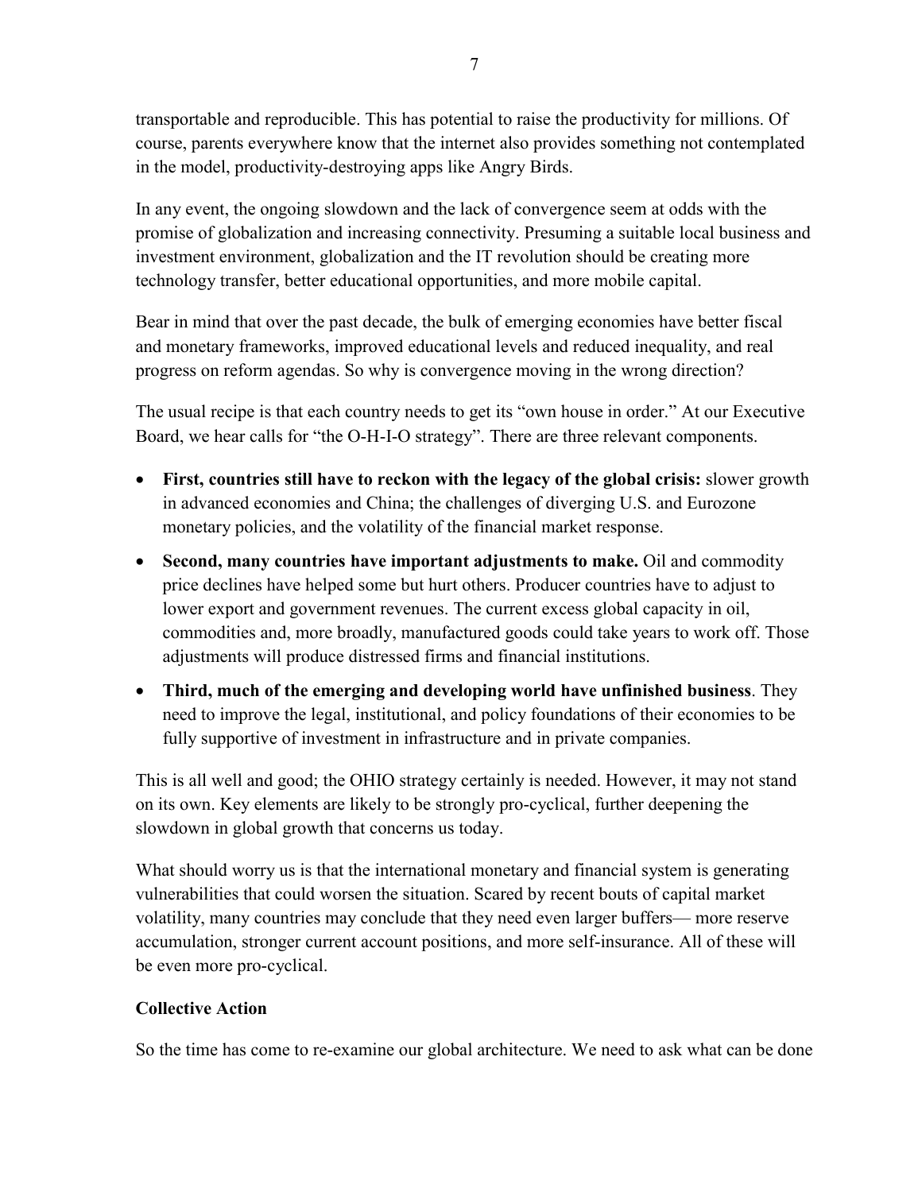transportable and reproducible. This has potential to raise the productivity for millions. Of course, parents everywhere know that the internet also provides something not contemplated in the model, productivity-destroying apps like Angry Birds.

In any event, the ongoing slowdown and the lack of convergence seem at odds with the promise of globalization and increasing connectivity. Presuming a suitable local business and investment environment, globalization and the IT revolution should be creating more technology transfer, better educational opportunities, and more mobile capital.

Bear in mind that over the past decade, the bulk of emerging economies have better fiscal and monetary frameworks, improved educational levels and reduced inequality, and real progress on reform agendas. So why is convergence moving in the wrong direction?

The usual recipe is that each country needs to get its "own house in order." At our Executive Board, we hear calls for "the O-H-I-O strategy". There are three relevant components.

- **First, countries still have to reckon with the legacy of the global crisis:** slower growth in advanced economies and China; the challenges of diverging U.S. and Eurozone monetary policies, and the volatility of the financial market response.
- **Second, many countries have important adjustments to make.** Oil and commodity price declines have helped some but hurt others. Producer countries have to adjust to lower export and government revenues. The current excess global capacity in oil, commodities and, more broadly, manufactured goods could take years to work off. Those adjustments will produce distressed firms and financial institutions.
- **Third, much of the emerging and developing world have unfinished business**. They need to improve the legal, institutional, and policy foundations of their economies to be fully supportive of investment in infrastructure and in private companies.

This is all well and good; the OHIO strategy certainly is needed. However, it may not stand on its own. Key elements are likely to be strongly pro-cyclical, further deepening the slowdown in global growth that concerns us today.

What should worry us is that the international monetary and financial system is generating vulnerabilities that could worsen the situation. Scared by recent bouts of capital market volatility, many countries may conclude that they need even larger buffers— more reserve accumulation, stronger current account positions, and more self-insurance. All of these will be even more pro-cyclical.

**Collective Action**

So the time has come to re-examine our global architecture. We need to ask what can be done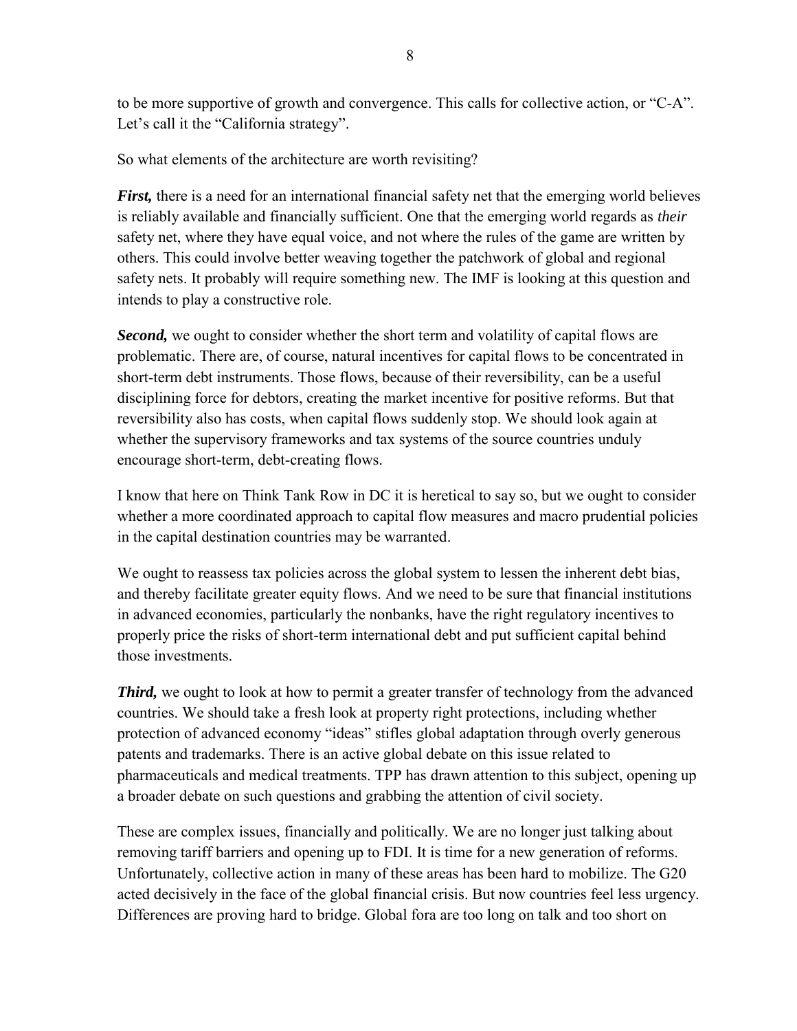to be more supportive of growth and convergence. This calls for collective action, or "C-A". Let's call it the "California strategy".

So what elements of the architecture are worth revisiting?

***First,*** there is a need for an international financial safety net that the emerging world believes is reliably available and financially sufficient. One that the emerging world regards as *their* safety net, where they have equal voice, and not where the rules of the game are written by others. This could involve better weaving together the patchwork of global and regional safety nets. It probably will require something new. The IMF is looking at this question and intends to play a constructive role.

***Second,*** we ought to consider whether the short term and volatility of capital flows are problematic. There are, of course, natural incentives for capital flows to be concentrated in short-term debt instruments. Those flows, because of their reversibility, can be a useful disciplining force for debtors, creating the market incentive for positive reforms. But that reversibility also has costs, when capital flows suddenly stop. We should look again at whether the supervisory frameworks and tax systems of the source countries unduly encourage short-term, debt-creating flows.

I know that here on Think Tank Row in DC it is heretical to say so, but we ought to consider whether a more coordinated approach to capital flow measures and macro prudential policies in the capital destination countries may be warranted.

We ought to reassess tax policies across the global system to lessen the inherent debt bias, and thereby facilitate greater equity flows. And we need to be sure that financial institutions in advanced economies, particularly the nonbanks, have the right regulatory incentives to properly price the risks of short-term international debt and put sufficient capital behind those investments.

***Third,*** we ought to look at how to permit a greater transfer of technology from the advanced countries. We should take a fresh look at property right protections, including whether protection of advanced economy "ideas" stifles global adaptation through overly generous patents and trademarks. There is an active global debate on this issue related to pharmaceuticals and medical treatments. TPP has drawn attention to this subject, opening up a broader debate on such questions and grabbing the attention of civil society.

These are complex issues, financially and politically. We are no longer just talking about removing tariff barriers and opening up to FDI. It is time for a new generation of reforms. Unfortunately, collective action in many of these areas has been hard to mobilize. The G20 acted decisively in the face of the global financial crisis. But now countries feel less urgency. Differences are proving hard to bridge. Global fora are too long on talk and too short on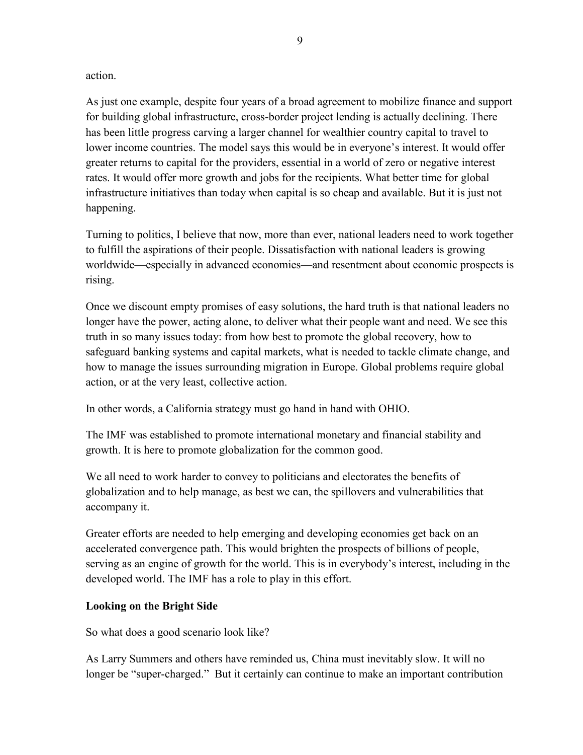action.

As just one example, despite four years of a broad agreement to mobilize finance and support for building global infrastructure, cross-border project lending is actually declining. There has been little progress carving a larger channel for wealthier country capital to travel to lower income countries. The model says this would be in everyone's interest. It would offer greater returns to capital for the providers, essential in a world of zero or negative interest rates. It would offer more growth and jobs for the recipients. What better time for global infrastructure initiatives than today when capital is so cheap and available. But it is just not happening.

Turning to politics, I believe that now, more than ever, national leaders need to work together to fulfill the aspirations of their people. Dissatisfaction with national leaders is growing worldwide—especially in advanced economies—and resentment about economic prospects is rising.

Once we discount empty promises of easy solutions, the hard truth is that national leaders no longer have the power, acting alone, to deliver what their people want and need. We see this truth in so many issues today: from how best to promote the global recovery, how to safeguard banking systems and capital markets, what is needed to tackle climate change, and how to manage the issues surrounding migration in Europe. Global problems require global action, or at the very least, collective action.

In other words, a California strategy must go hand in hand with OHIO.

The IMF was established to promote international monetary and financial stability and growth. It is here to promote globalization for the common good.

We all need to work harder to convey to politicians and electorates the benefits of globalization and to help manage, as best we can, the spillovers and vulnerabilities that accompany it.

Greater efforts are needed to help emerging and developing economies get back on an accelerated convergence path. This would brighten the prospects of billions of people, serving as an engine of growth for the world. This is in everybody's interest, including in the developed world. The IMF has a role to play in this effort.

**Looking on the Bright Side**

So what does a good scenario look like?

As Larry Summers and others have reminded us, China must inevitably slow. It will no longer be "super-charged." But it certainly can continue to make an important contribution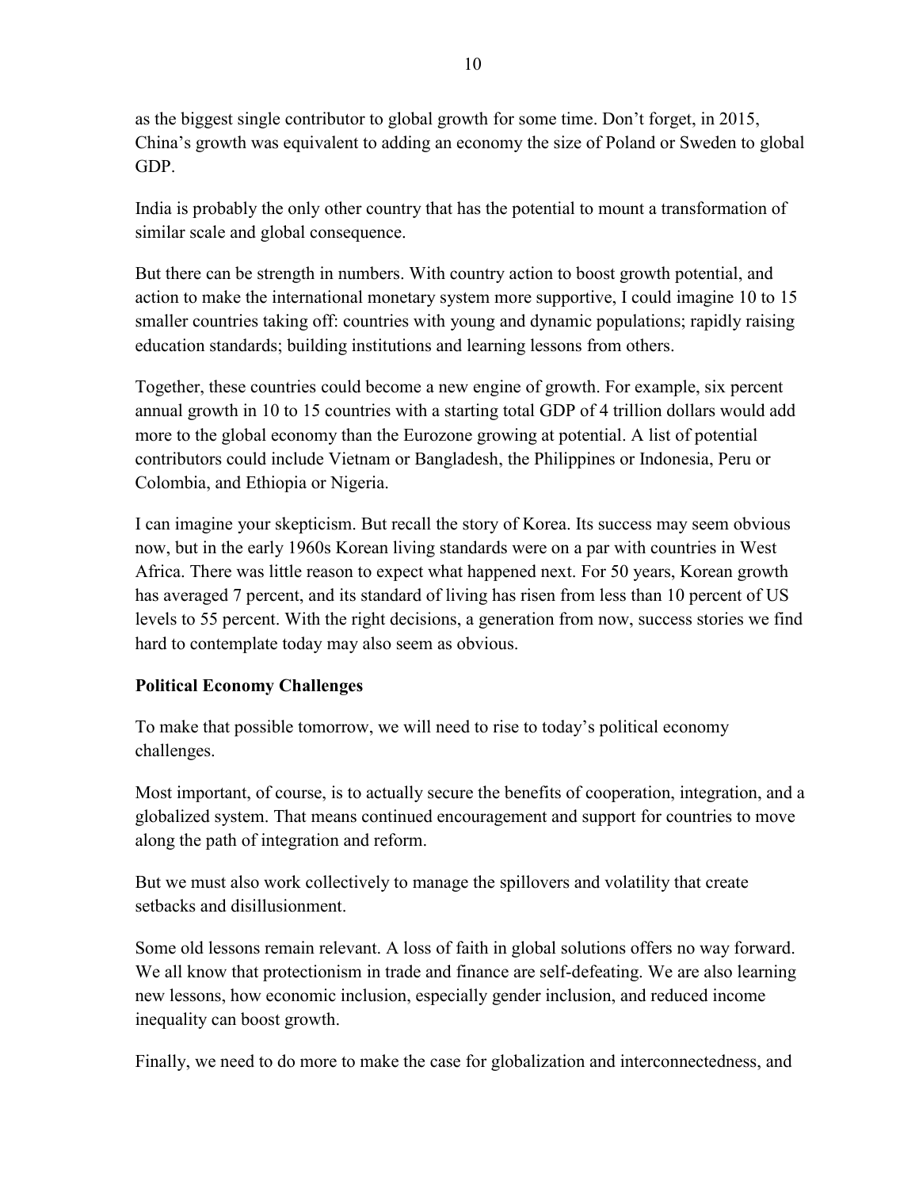as the biggest single contributor to global growth for some time. Don't forget, in 2015, China's growth was equivalent to adding an economy the size of Poland or Sweden to global GDP.

India is probably the only other country that has the potential to mount a transformation of similar scale and global consequence.

But there can be strength in numbers. With country action to boost growth potential, and action to make the international monetary system more supportive, I could imagine 10 to 15 smaller countries taking off: countries with young and dynamic populations; rapidly raising education standards; building institutions and learning lessons from others.

Together, these countries could become a new engine of growth. For example, six percent annual growth in 10 to 15 countries with a starting total GDP of 4 trillion dollars would add more to the global economy than the Eurozone growing at potential. A list of potential contributors could include Vietnam or Bangladesh, the Philippines or Indonesia, Peru or Colombia, and Ethiopia or Nigeria.

I can imagine your skepticism. But recall the story of Korea. Its success may seem obvious now, but in the early 1960s Korean living standards were on a par with countries in West Africa. There was little reason to expect what happened next. For 50 years, Korean growth has averaged 7 percent, and its standard of living has risen from less than 10 percent of US levels to 55 percent. With the right decisions, a generation from now, success stories we find hard to contemplate today may also seem as obvious.

**Political Economy Challenges**

To make that possible tomorrow, we will need to rise to today's political economy challenges.

Most important, of course, is to actually secure the benefits of cooperation, integration, and a globalized system. That means continued encouragement and support for countries to move along the path of integration and reform.

But we must also work collectively to manage the spillovers and volatility that create setbacks and disillusionment.

Some old lessons remain relevant. A loss of faith in global solutions offers no way forward. We all know that protectionism in trade and finance are self-defeating. We are also learning new lessons, how economic inclusion, especially gender inclusion, and reduced income inequality can boost growth.

Finally, we need to do more to make the case for globalization and interconnectedness, and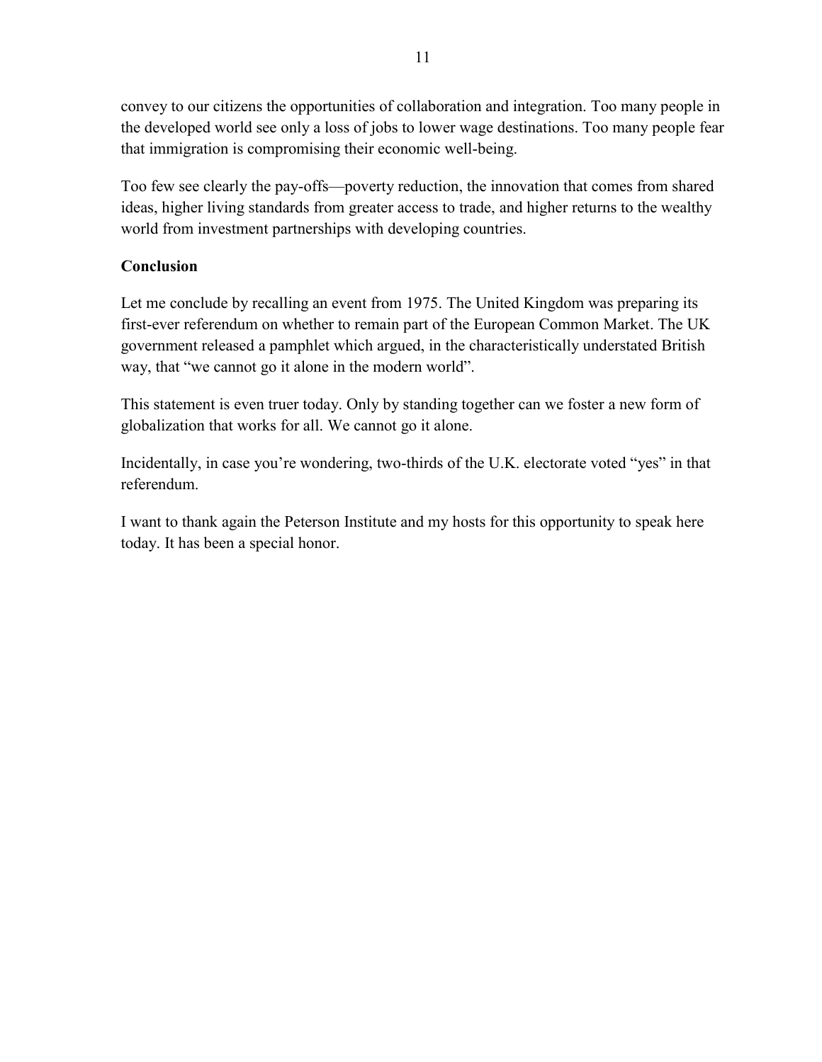convey to our citizens the opportunities of collaboration and integration. Too many people in the developed world see only a loss of jobs to lower wage destinations. Too many people fear that immigration is compromising their economic well-being.

Too few see clearly the pay-offs—poverty reduction, the innovation that comes from shared ideas, higher living standards from greater access to trade, and higher returns to the wealthy world from investment partnerships with developing countries.

**Conclusion**

Let me conclude by recalling an event from 1975. The United Kingdom was preparing its first-ever referendum on whether to remain part of the European Common Market. The UK government released a pamphlet which argued, in the characteristically understated British way, that "we cannot go it alone in the modern world".

This statement is even truer today. Only by standing together can we foster a new form of globalization that works for all. We cannot go it alone.

Incidentally, in case you're wondering, two-thirds of the U.K. electorate voted "yes" in that referendum.

I want to thank again the Peterson Institute and my hosts for this opportunity to speak here today. It has been a special honor.